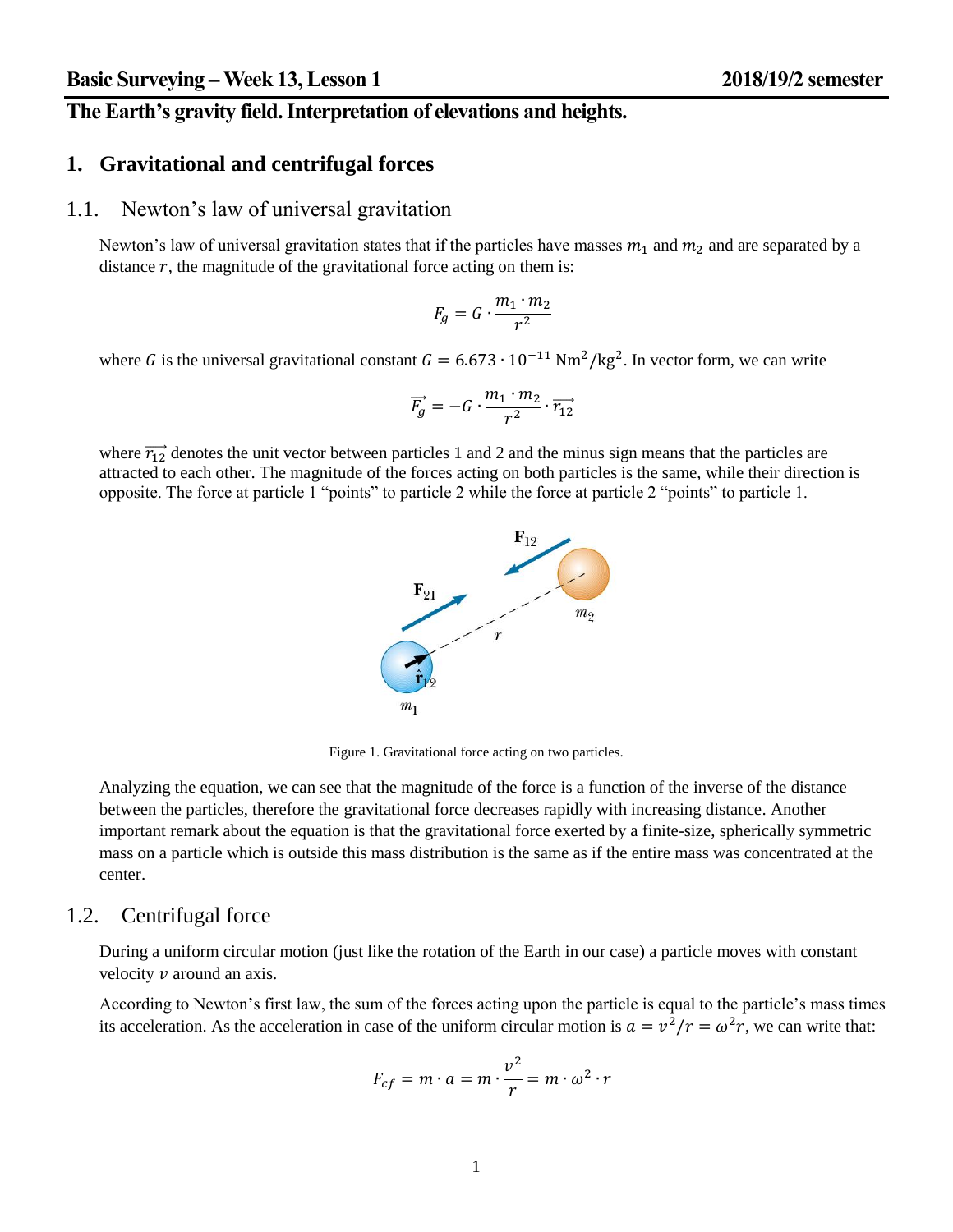# The Earth's gravity field. Interpretation of elevations and heights.

## 1. Gravitational and centrifugal forces

### 1.1. Newton's law of universal gravitation

Newton's law of universal gravitation states that if the particles have masses $m_1$ and $m_2$ and are separated by a distance $r$, the magnitude of the gravitational force acting on them is:

$$F_g = G \cdot \frac{m_1 \cdot m_2}{r^2}$$

where $G$ is the universal gravitational constant $G = 6.673 \cdot 10^{-11}\ \mathrm{Nm^2/kg^2}$. In vector form, we can write

$$\overrightarrow{F_g} = -G \cdot \frac{m_1 \cdot m_2}{r^2} \cdot \overrightarrow{r_{12}}$$

where $\overrightarrow{r_{12}}$ denotes the unit vector between particles 1 and 2 and the minus sign means that the particles are attracted to each other. The magnitude of the forces acting on both particles is the same, while their direction is opposite. The force at particle 1 "points" to particle 2 while the force at particle 2 "points" to particle 1.

Figure 1. Gravitational force acting on two particles.

Analyzing the equation, we can see that the magnitude of the force is a function of the inverse of the distance between the particles, therefore the gravitational force decreases rapidly with increasing distance. Another important remark about the equation is that the gravitational force exerted by a finite-size, spherically symmetric mass on a particle which is outside this mass distribution is the same as if the entire mass was concentrated at the center.

### 1.2. Centrifugal force

During a uniform circular motion (just like the rotation of the Earth in our case) a particle moves with constant velocity $v$ around an axis.

According to Newton's first law, the sum of the forces acting upon the particle is equal to the particle's mass times its acceleration. As the acceleration in case of the uniform circular motion is $a = v^2/r = \omega^2 r$, we can write that:

$$F_{cf} = m \cdot a = m \cdot \frac{v^2}{r} = m \cdot \omega^2 \cdot r$$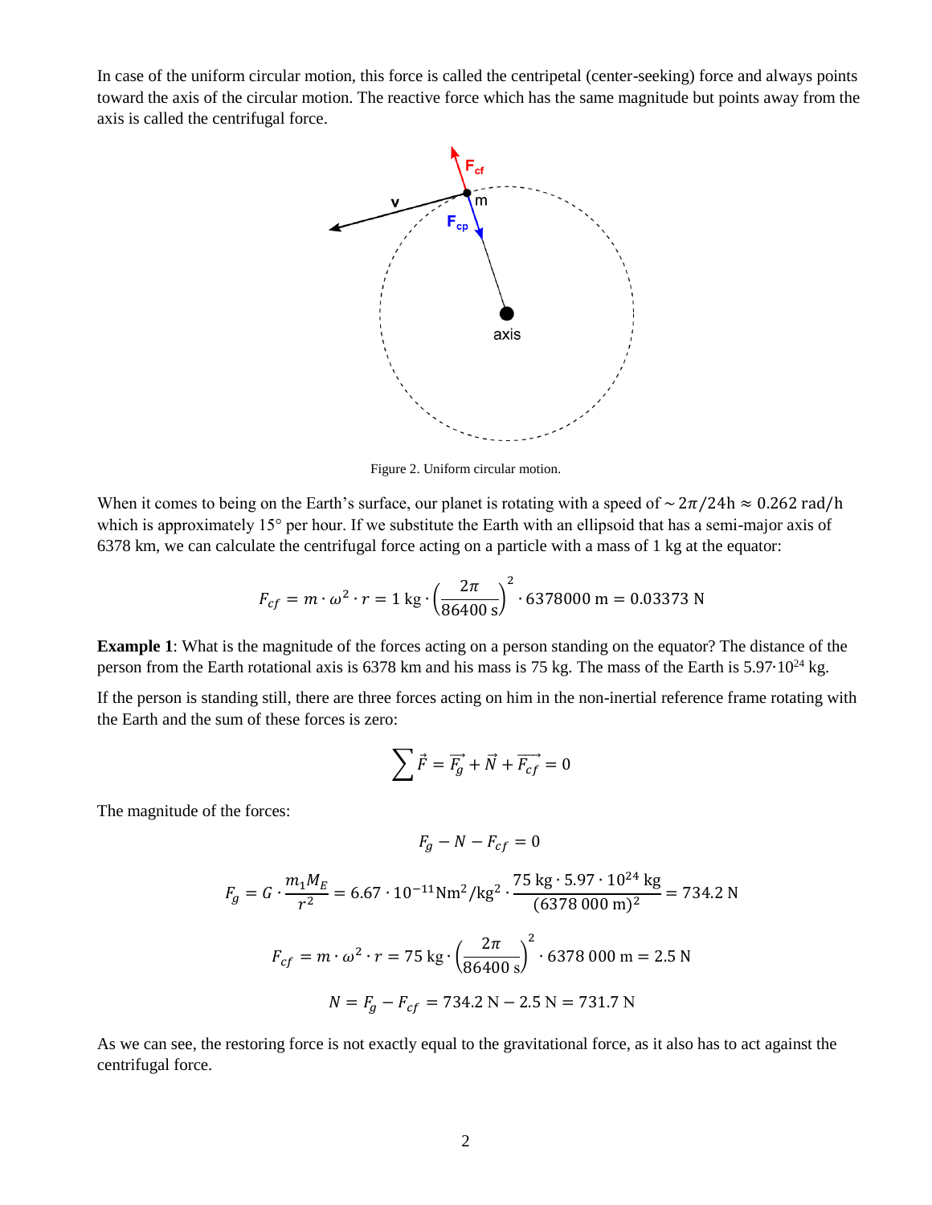In case of the uniform circular motion, this force is called the centripetal (center-seeking) force and always points toward the axis of the circular motion. The reactive force which has the same magnitude but points away from the axis is called the centrifugal force.

Figure 2. Uniform circular motion.

When it comes to being on the Earth's surface, our planet is rotating with a speed of $\sim 2\pi/24\text{h} \approx 0.262\ \text{rad/h}$ which is approximately 15° per hour. If we substitute the Earth with an ellipsoid that has a semi-major axis of 6378 km, we can calculate the centrifugal force acting on a particle with a mass of 1 kg at the equator:

$$F_{cf} = m \cdot \omega^2 \cdot r = 1\ \text{kg} \cdot \left(\frac{2\pi}{86400\ \text{s}}\right)^2 \cdot 6378000\ \text{m} = 0.03373\ \text{N}$$

**Example 1**: What is the magnitude of the forces acting on a person standing on the equator? The distance of the person from the Earth rotational axis is 6378 km and his mass is 75 kg. The mass of the Earth is $5.97 \cdot 10^{24}$ kg.

If the person is standing still, there are three forces acting on him in the non-inertial reference frame rotating with the Earth and the sum of these forces is zero:

$$\sum \vec{F} = \vec{F_g} + \vec{N} + \overrightarrow{F_{cf}} = 0$$

The magnitude of the forces:

$$F_g - N - F_{cf} = 0$$

$$F_g = G \cdot \frac{m_1 M_E}{r^2} = 6.67 \cdot 10^{-11} \text{Nm}^2/\text{kg}^2 \cdot \frac{75\ \text{kg} \cdot 5.97 \cdot 10^{24}\ \text{kg}}{(6378\ 000\ \text{m})^2} = 734.2\ \text{N}$$

$$F_{cf} = m \cdot \omega^2 \cdot r = 75\ \text{kg} \cdot \left(\frac{2\pi}{86400\ \text{s}}\right)^2 \cdot 6378\ 000\ \text{m} = 2.5\ \text{N}$$

$$N = F_g - F_{cf} = 734.2\ \text{N} - 2.5\ \text{N} = 731.7\ \text{N}$$

As we can see, the restoring force is not exactly equal to the gravitational force, as it also has to act against the centrifugal force.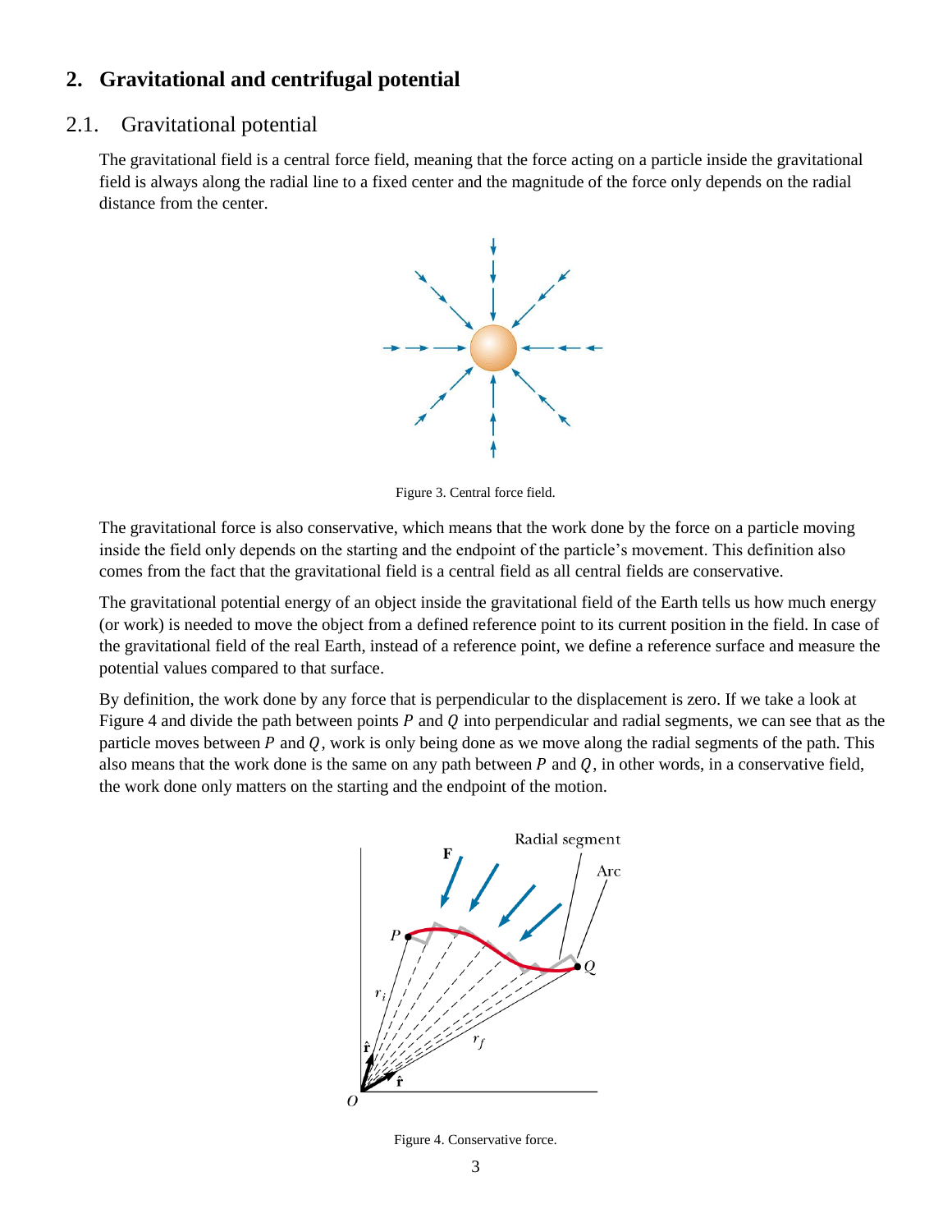## 2. Gravitational and centrifugal potential

### 2.1. Gravitational potential

The gravitational field is a central force field, meaning that the force acting on a particle inside the gravitational field is always along the radial line to a fixed center and the magnitude of the force only depends on the radial distance from the center.

Figure 3. Central force field.

The gravitational force is also conservative, which means that the work done by the force on a particle moving inside the field only depends on the starting and the endpoint of the particle's movement. This definition also comes from the fact that the gravitational field is a central field as all central fields are conservative.

The gravitational potential energy of an object inside the gravitational field of the Earth tells us how much energy (or work) is needed to move the object from a defined reference point to its current position in the field. In case of the gravitational field of the real Earth, instead of a reference point, we define a reference surface and measure the potential values compared to that surface.

By definition, the work done by any force that is perpendicular to the displacement is zero. If we take a look at Figure 4 and divide the path between points $P$ and $Q$ into perpendicular and radial segments, we can see that as the particle moves between $P$ and $Q$, work is only being done as we move along the radial segments of the path. This also means that the work done is the same on any path between $P$ and $Q$, in other words, in a conservative field, the work done only matters on the starting and the endpoint of the motion.

Figure 4. Conservative force.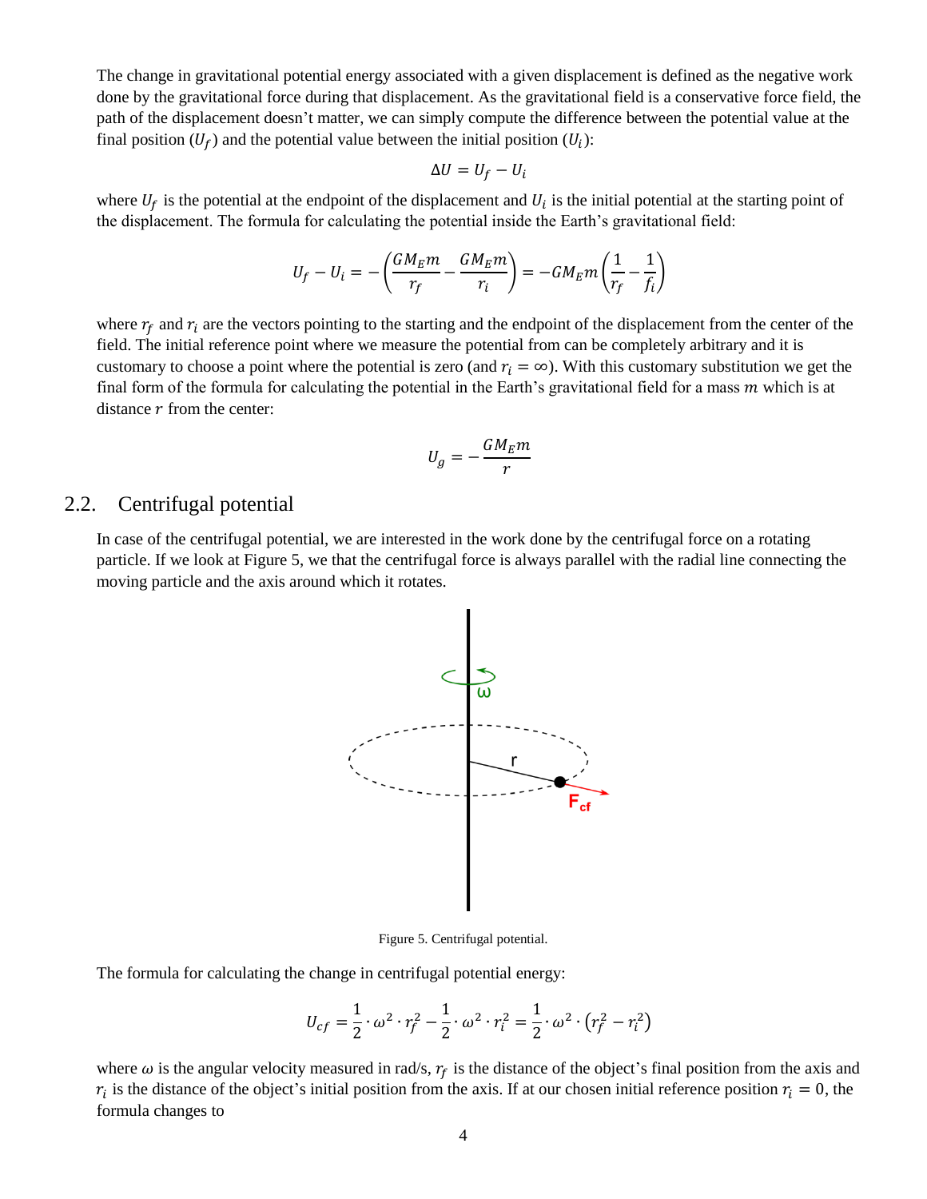The change in gravitational potential energy associated with a given displacement is defined as the negative work done by the gravitational force during that displacement. As the gravitational field is a conservative force field, the path of the displacement doesn't matter, we can simply compute the difference between the potential value at the final position ($U_f$) and the potential value between the initial position ($U_i$):

$$\Delta U = U_f - U_i$$

where $U_f$ is the potential at the endpoint of the displacement and $U_i$ is the initial potential at the starting point of the displacement. The formula for calculating the potential inside the Earth's gravitational field:

$$U_f - U_i = -\left(\frac{GM_E m}{r_f} - \frac{GM_E m}{r_i}\right) = -GM_E m\left(\frac{1}{r_f} - \frac{1}{f_i}\right)$$

where $r_f$ and $r_i$ are the vectors pointing to the starting and the endpoint of the displacement from the center of the field. The initial reference point where we measure the potential from can be completely arbitrary and it is customary to choose a point where the potential is zero (and $r_i = \infty$). With this customary substitution we get the final form of the formula for calculating the potential in the Earth's gravitational field for a mass $m$ which is at distance $r$ from the center:

$$U_g = -\frac{GM_E m}{r}$$

## 2.2. Centrifugal potential

In case of the centrifugal potential, we are interested in the work done by the centrifugal force on a rotating particle. If we look at Figure 5, we that the centrifugal force is always parallel with the radial line connecting the moving particle and the axis around which it rotates.

Figure 5. Centrifugal potential.

The formula for calculating the change in centrifugal potential energy:

$$U_{cf} = \frac{1}{2} \cdot \omega^2 \cdot r_f^2 - \frac{1}{2} \cdot \omega^2 \cdot r_i^2 = \frac{1}{2} \cdot \omega^2 \cdot \left(r_f^2 - r_i^2\right)$$

where $\omega$ is the angular velocity measured in rad/s, $r_f$ is the distance of the object's final position from the axis and $r_i$ is the distance of the object's initial position from the axis. If at our chosen initial reference position $r_i = 0$, the formula changes to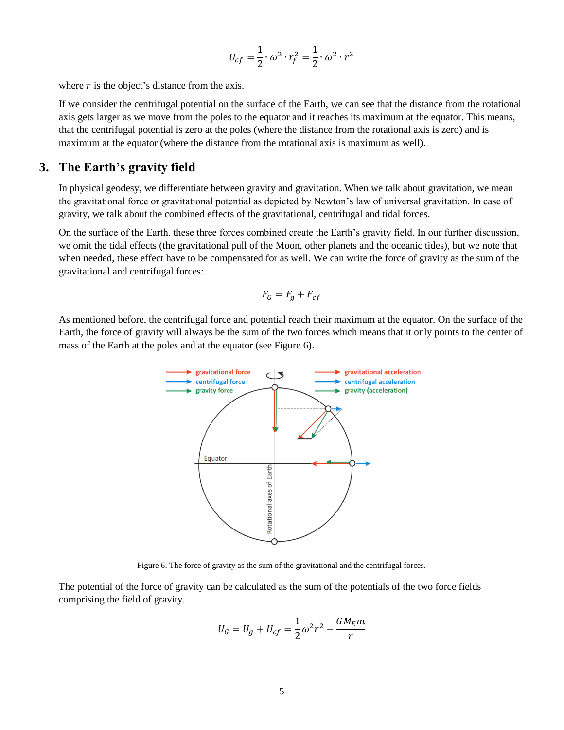$$U_{cf} = \frac{1}{2} \cdot \omega^2 \cdot r_f^2 = \frac{1}{2} \cdot \omega^2 \cdot r^2$$

where $r$ is the object's distance from the axis.

If we consider the centrifugal potential on the surface of the Earth, we can see that the distance from the rotational axis gets larger as we move from the poles to the equator and it reaches its maximum at the equator. This means, that the centrifugal potential is zero at the poles (where the distance from the rotational axis is zero) and is maximum at the equator (where the distance from the rotational axis is maximum as well).

## 3. The Earth's gravity field

In physical geodesy, we differentiate between gravity and gravitation. When we talk about gravitation, we mean the gravitational force or gravitational potential as depicted by Newton's law of universal gravitation. In case of gravity, we talk about the combined effects of the gravitational, centrifugal and tidal forces.

On the surface of the Earth, these three forces combined create the Earth's gravity field. In our further discussion, we omit the tidal effects (the gravitational pull of the Moon, other planets and the oceanic tides), but we note that when needed, these effect have to be compensated for as well. We can write the force of gravity as the sum of the gravitational and centrifugal forces:

$$F_G = F_g + F_{cf}$$

As mentioned before, the centrifugal force and potential reach their maximum at the equator. On the surface of the Earth, the force of gravity will always be the sum of the two forces which means that it only points to the center of mass of the Earth at the poles and at the equator (see Figure 6).

Figure 6. The force of gravity as the sum of the gravitational and the centrifugal forces.

The potential of the force of gravity can be calculated as the sum of the potentials of the two force fields comprising the field of gravity.

$$U_G = U_g + U_{cf} = \frac{1}{2}\omega^2 r^2 - \frac{GM_E m}{r}$$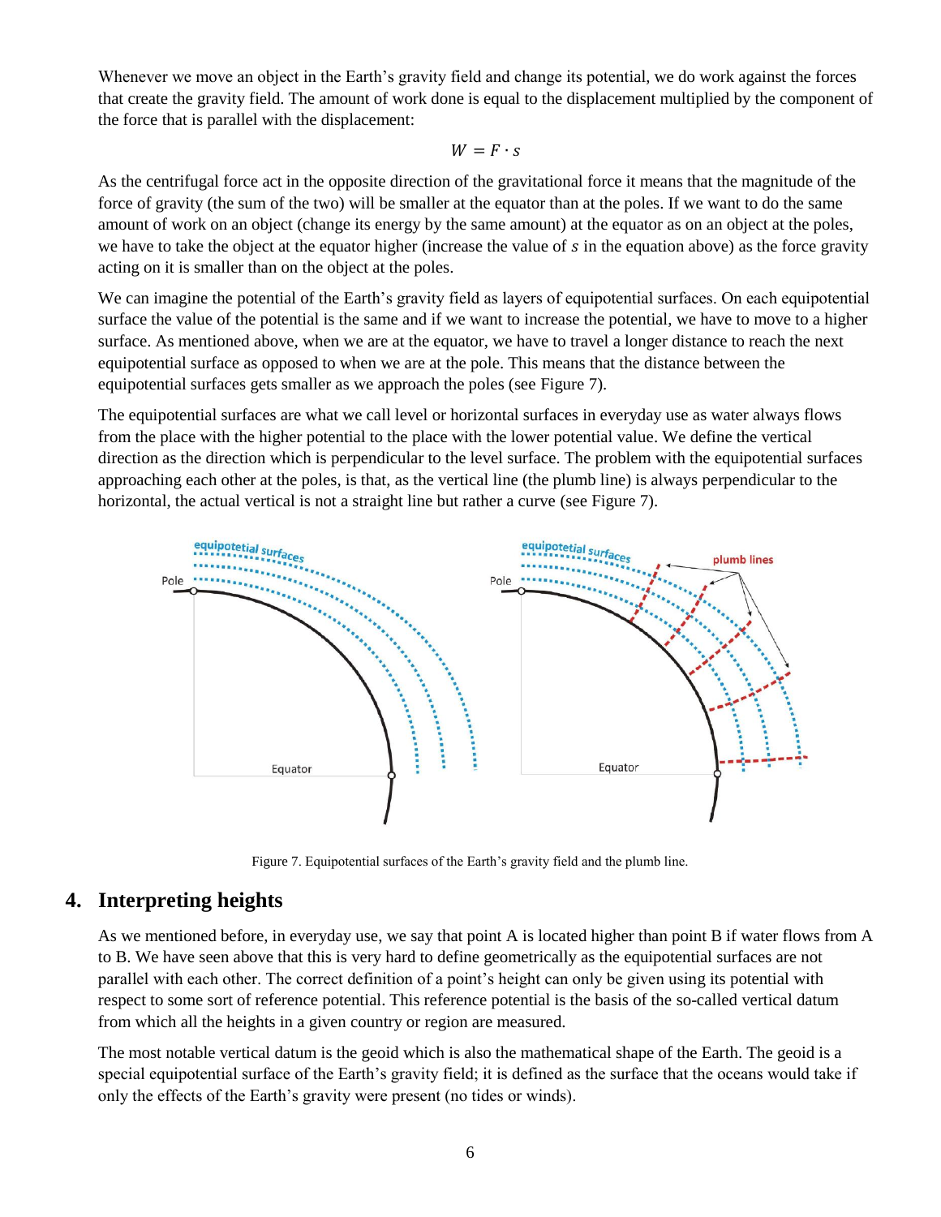Whenever we move an object in the Earth's gravity field and change its potential, we do work against the forces that create the gravity field. The amount of work done is equal to the displacement multiplied by the component of the force that is parallel with the displacement:

$$W = F \cdot s$$

As the centrifugal force act in the opposite direction of the gravitational force it means that the magnitude of the force of gravity (the sum of the two) will be smaller at the equator than at the poles. If we want to do the same amount of work on an object (change its energy by the same amount) at the equator as on an object at the poles, we have to take the object at the equator higher (increase the value of $s$ in the equation above) as the force gravity acting on it is smaller than on the object at the poles.

We can imagine the potential of the Earth's gravity field as layers of equipotential surfaces. On each equipotential surface the value of the potential is the same and if we want to increase the potential, we have to move to a higher surface. As mentioned above, when we are at the equator, we have to travel a longer distance to reach the next equipotential surface as opposed to when we are at the pole. This means that the distance between the equipotential surfaces gets smaller as we approach the poles (see Figure 7).

The equipotential surfaces are what we call level or horizontal surfaces in everyday use as water always flows from the place with the higher potential to the place with the lower potential value. We define the vertical direction as the direction which is perpendicular to the level surface. The problem with the equipotential surfaces approaching each other at the poles, is that, as the vertical line (the plumb line) is always perpendicular to the horizontal, the actual vertical is not a straight line but rather a curve (see Figure 7).

Figure 7. Equipotential surfaces of the Earth's gravity field and the plumb line.

## 4. Interpreting heights

As we mentioned before, in everyday use, we say that point A is located higher than point B if water flows from A to B. We have seen above that this is very hard to define geometrically as the equipotential surfaces are not parallel with each other. The correct definition of a point's height can only be given using its potential with respect to some sort of reference potential. This reference potential is the basis of the so-called vertical datum from which all the heights in a given country or region are measured.

The most notable vertical datum is the geoid which is also the mathematical shape of the Earth. The geoid is a special equipotential surface of the Earth's gravity field; it is defined as the surface that the oceans would take if only the effects of the Earth's gravity were present (no tides or winds).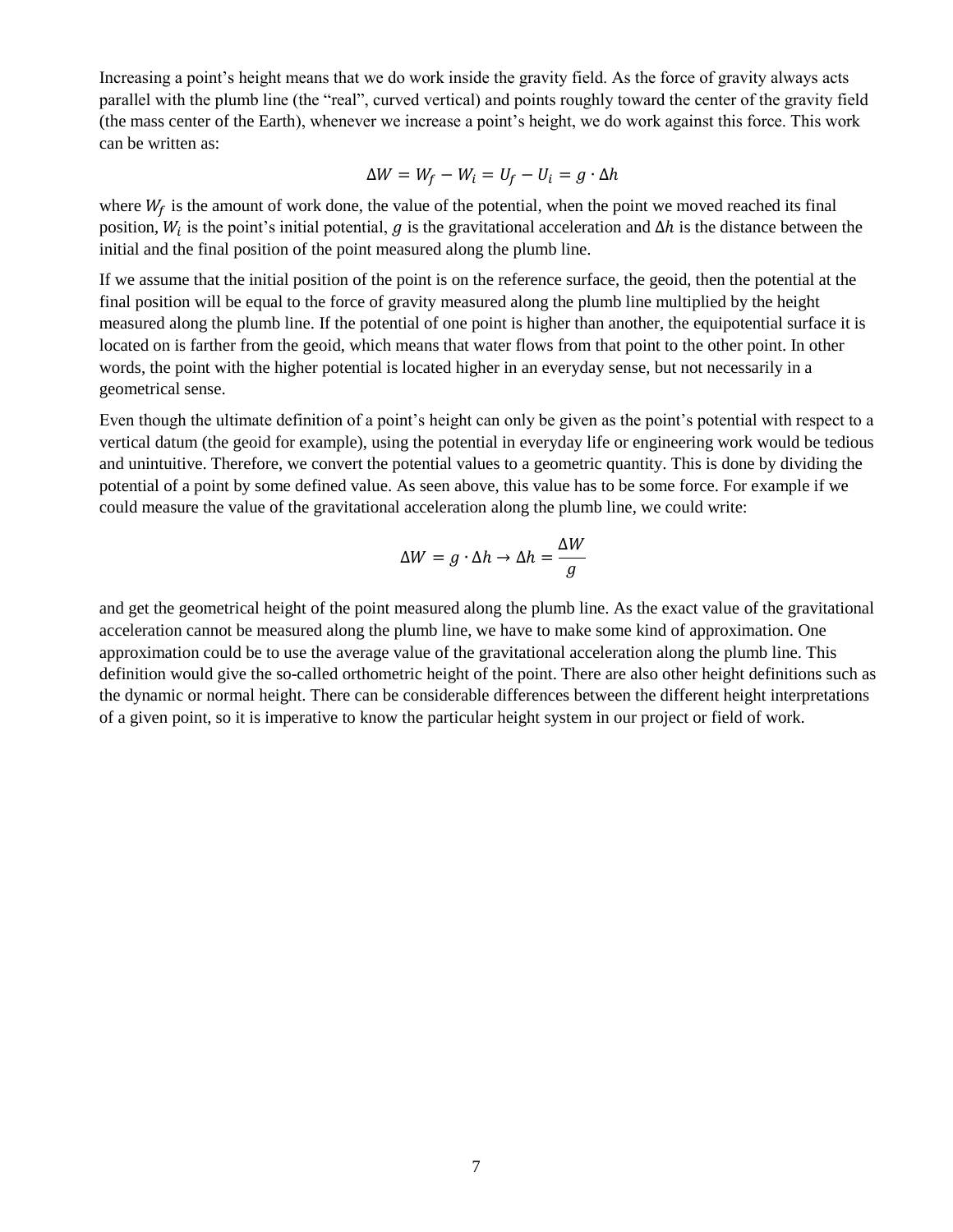Increasing a point's height means that we do work inside the gravity field. As the force of gravity always acts parallel with the plumb line (the "real", curved vertical) and points roughly toward the center of the gravity field (the mass center of the Earth), whenever we increase a point's height, we do work against this force. This work can be written as:

$$\Delta W = W_f - W_i = U_f - U_i = g \cdot \Delta h$$

where $W_f$ is the amount of work done, the value of the potential, when the point we moved reached its final position, $W_i$ is the point's initial potential, $g$ is the gravitational acceleration and $\Delta h$ is the distance between the initial and the final position of the point measured along the plumb line.

If we assume that the initial position of the point is on the reference surface, the geoid, then the potential at the final position will be equal to the force of gravity measured along the plumb line multiplied by the height measured along the plumb line. If the potential of one point is higher than another, the equipotential surface it is located on is farther from the geoid, which means that water flows from that point to the other point. In other words, the point with the higher potential is located higher in an everyday sense, but not necessarily in a geometrical sense.

Even though the ultimate definition of a point's height can only be given as the point's potential with respect to a vertical datum (the geoid for example), using the potential in everyday life or engineering work would be tedious and unintuitive. Therefore, we convert the potential values to a geometric quantity. This is done by dividing the potential of a point by some defined value. As seen above, this value has to be some force. For example if we could measure the value of the gravitational acceleration along the plumb line, we could write:

$$\Delta W = g \cdot \Delta h \rightarrow \Delta h = \frac{\Delta W}{g}$$

and get the geometrical height of the point measured along the plumb line. As the exact value of the gravitational acceleration cannot be measured along the plumb line, we have to make some kind of approximation. One approximation could be to use the average value of the gravitational acceleration along the plumb line. This definition would give the so-called orthometric height of the point. There are also other height definitions such as the dynamic or normal height. There can be considerable differences between the different height interpretations of a given point, so it is imperative to know the particular height system in our project or field of work.